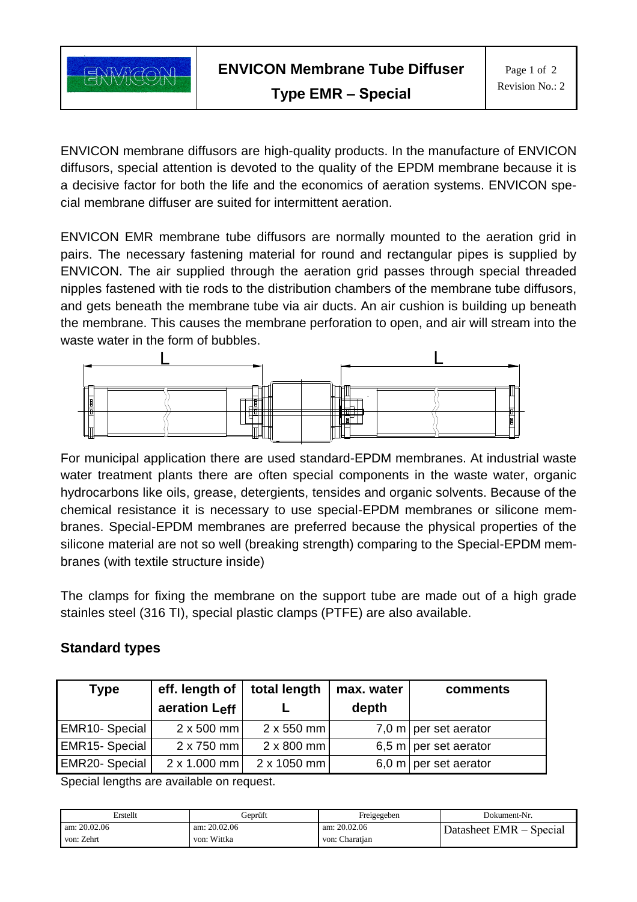# ENVICON Membrane Tube Diffuser

## Type EMR – Special

ENVICON membrane diffusors are high-quality products. In the manufacture of ENVICON diffusors, special attention is devoted to the quality of the EPDM membrane because it is a decisive factor for both the life and the economics of aeration systems. ENVICON special membrane diffuser are suited for intermittent aeration.

ENVICON EMR membrane tube diffusors are normally mounted to the aeration grid in pairs. The necessary fastening material for round and rectangular pipes is supplied by ENVICON. The air supplied through the aeration grid passes through special threaded nipples fastened with tie rods to the distribution chambers of the membrane tube diffusors, and gets beneath the membrane tube via air ducts. An air cushion is building up beneath the membrane. This causes the membrane perforation to open, and air will stream into the waste water in the form of bubbles.

For municipal application there are used standard-EPDM membranes. At industrial waste water treatment plants there are often special components in the waste water, organic hydrocarbons like oils, grease, detergients, tensides and organic solvents. Because of the chemical resistance it is necessary to use special-EPDM membranes or silicone membranes. Special-EPDM membranes are preferred because the physical properties of the silicone material are not so well (breaking strength) comparing to the Special-EPDM membranes (with textile structure inside)

The clamps for fixing the membrane on the support tube are made out of a high grade stainles steel (316 TI), special plastic clamps (PTFE) are also available.

## Standard types

| Type | eff. length of aeration $L_{eff}$ | total length L | max. water depth | comments |
|---|---|---|---|---|
| EMR10- Special | 2 x 500 mm | 2 x 550 mm | 7,0 m | per set aerator |
| EMR15- Special | 2 x 750 mm | 2 x 800 mm | 6,5 m | per set aerator |
| EMR20- Special | 2 x 1.000 mm | 2 x 1050 mm | 6,0 m | per set aerator |

Special lengths are available on request.

| Erstellt | Geprüft | Freigegeben | Dokument-Nr. |
|---|---|---|---|
| am: 20.02.06 von: Zehrt | am: 20.02.06 von: Wittka | am: 20.02.06 von: Charatjan | Datasheet EMR – Special |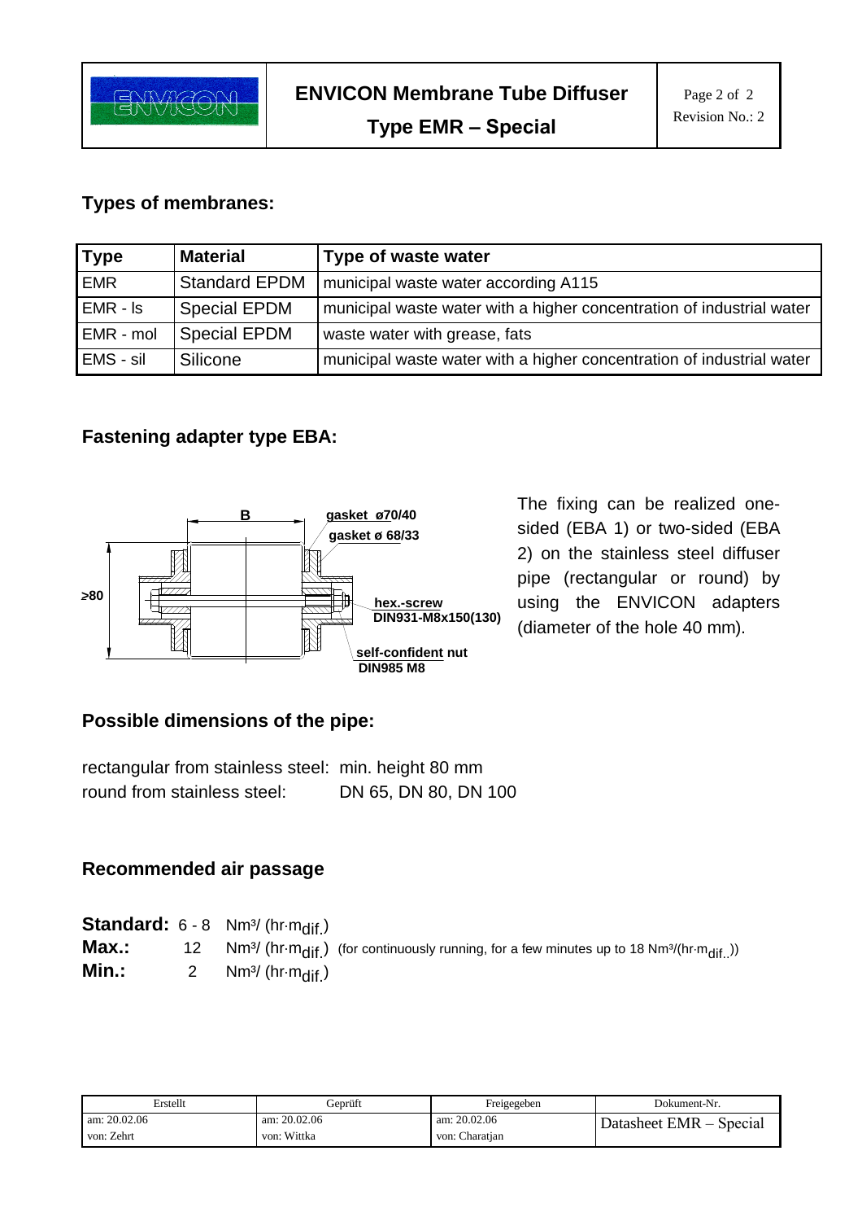## Types of membranes:

| Type | Material | Type of waste water |
|---|---|---|
| EMR | Standard EPDM | municipal waste water according A115 |
| EMR - ls | Special EPDM | municipal waste water with a higher concentration of industrial water |
| EMR - mol | Special EPDM | waste water with grease, fats |
| EMS - sil | Silicone | municipal waste water with a higher concentration of industrial water |

## Fastening adapter type EBA:

B
gasket ø70/40
gasket ø 68/33
≥80
hex.-screw
DIN931-M8x150(130)
self-confident nut
DIN985 M8

The fixing can be realized one-sided (EBA 1) or two-sided (EBA 2) on the stainless steel diffuser pipe (rectangular or round) by using the ENVICON adapters (diameter of the hole 40 mm).

## Possible dimensions of the pipe:

rectangular from stainless steel: min. height 80 mm
round from stainless steel: DN 65, DN 80, DN 100

## Recommended air passage

**Standard:** 6 - 8 $Nm^3/(hr \cdot m_{dif.})$
**Max.:** 12 $Nm^3/(hr \cdot m_{dif.})$ (for continuously running, for a few minutes up to 18 $Nm^3/(hr \cdot m_{dif.})$)
**Min.:** 2 $Nm^3/(hr \cdot m_{dif.})$

| Erstellt | Geprüft | Freigegeben | Dokument-Nr. |
|---|---|---|---|
| am: 20.02.06 von: Zehrt | am: 20.02.06 von: Wittka | am: 20.02.06 von: Charatjan | Datasheet EMR – Special |